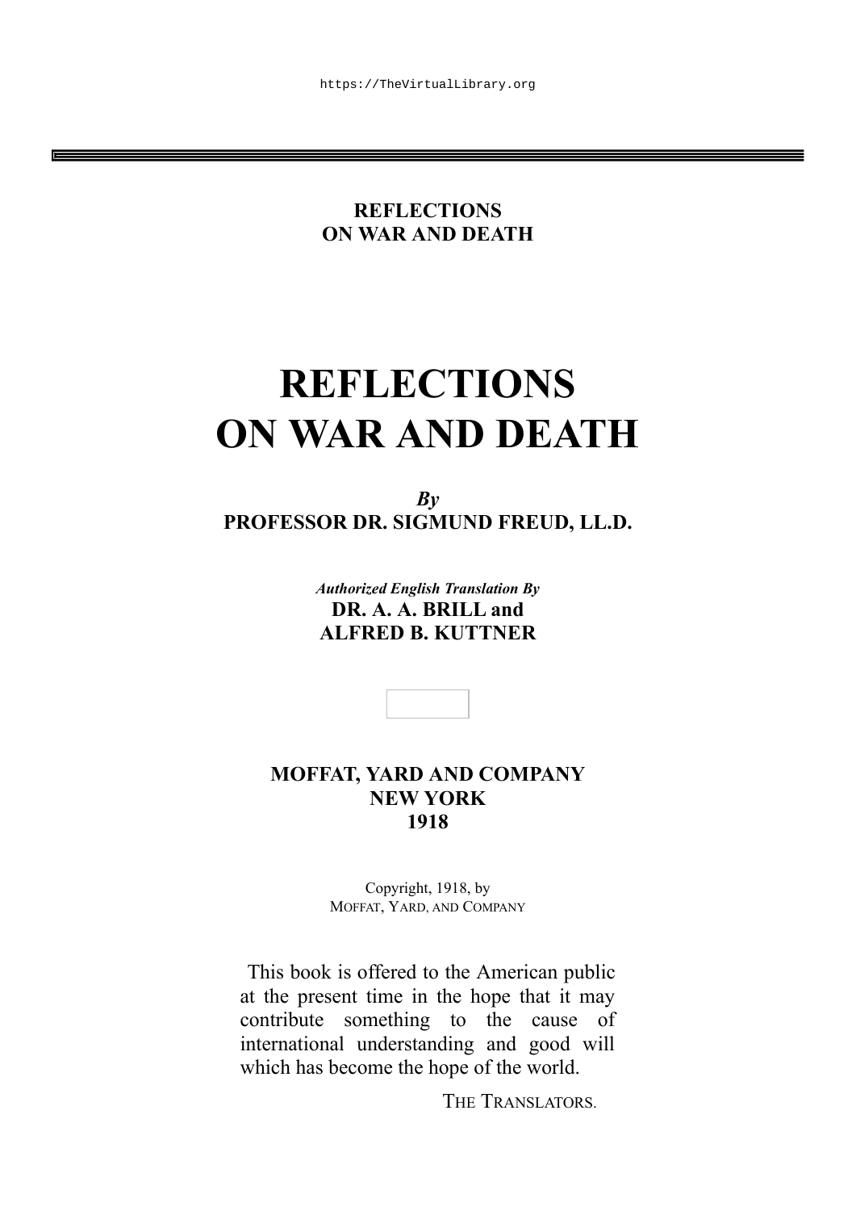REFLECTIONS
ON WAR AND DEATH

# REFLECTIONS ON WAR AND DEATH

***By***
**PROFESSOR DR. SIGMUND FREUD, LL.D.**

***Authorized English Translation By***
**DR. A. A. BRILL and**
**ALFRED B. KUTTNER**

**MOFFAT, YARD AND COMPANY**
**NEW YORK**
**1918**

Copyright, 1918, by
MOFFAT, YARD, AND COMPANY

This book is offered to the American public at the present time in the hope that it may contribute something to the cause of international understanding and good will which has become the hope of the world.

THE TRANSLATORS.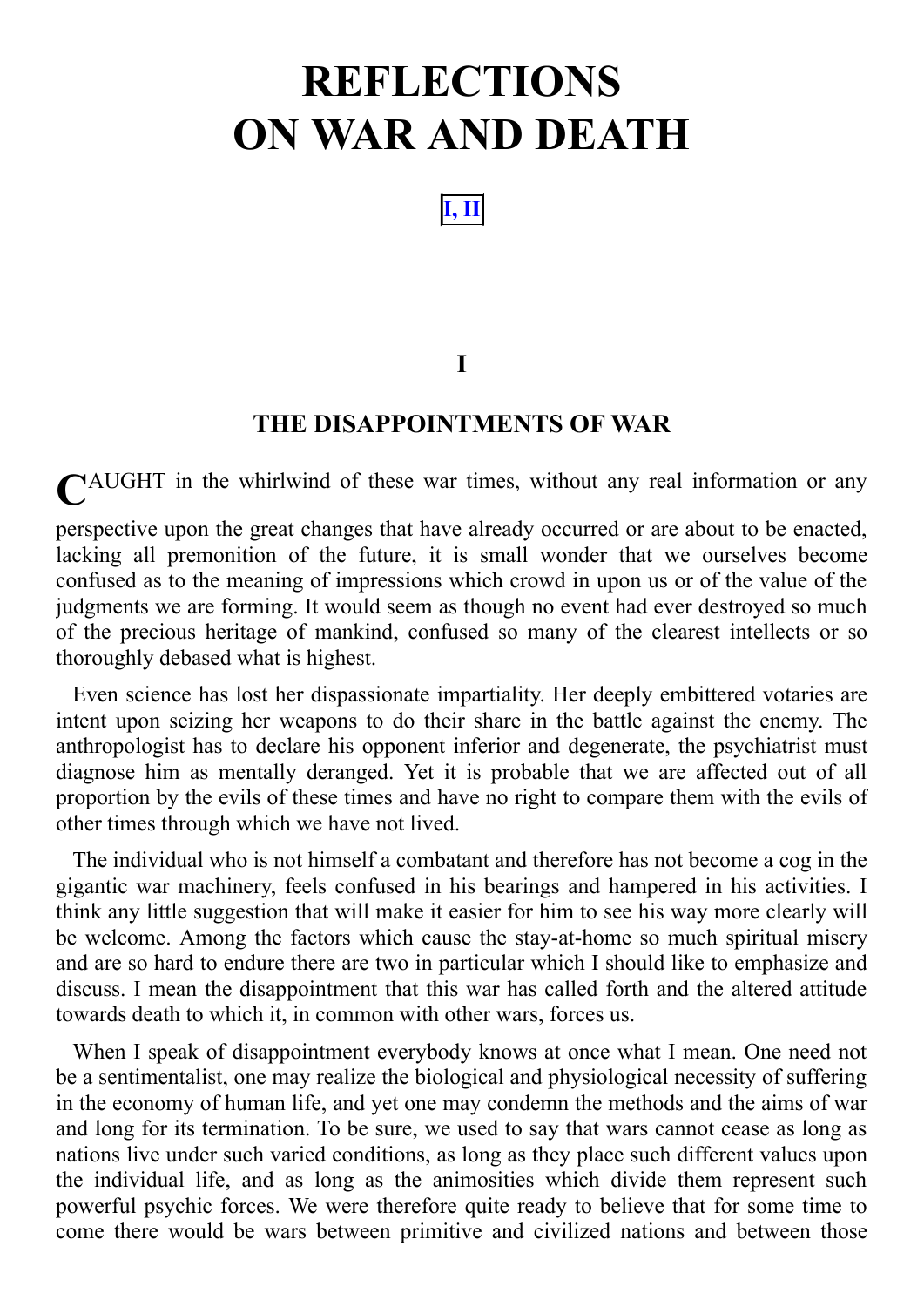# REFLECTIONS ON WAR AND DEATH

[I, II]

## I

### THE DISAPPOINTMENTS OF WAR

CAUGHT in the whirlwind of these war times, without any real information or any perspective upon the great changes that have already occurred or are about to be enacted, lacking all premonition of the future, it is small wonder that we ourselves become confused as to the meaning of impressions which crowd in upon us or of the value of the judgments we are forming. It would seem as though no event had ever destroyed so much of the precious heritage of mankind, confused so many of the clearest intellects or so thoroughly debased what is highest.

Even science has lost her dispassionate impartiality. Her deeply embittered votaries are intent upon seizing her weapons to do their share in the battle against the enemy. The anthropologist has to declare his opponent inferior and degenerate, the psychiatrist must diagnose him as mentally deranged. Yet it is probable that we are affected out of all proportion by the evils of these times and have no right to compare them with the evils of other times through which we have not lived.

The individual who is not himself a combatant and therefore has not become a cog in the gigantic war machinery, feels confused in his bearings and hampered in his activities. I think any little suggestion that will make it easier for him to see his way more clearly will be welcome. Among the factors which cause the stay-at-home so much spiritual misery and are so hard to endure there are two in particular which I should like to emphasize and discuss. I mean the disappointment that this war has called forth and the altered attitude towards death to which it, in common with other wars, forces us.

When I speak of disappointment everybody knows at once what I mean. One need not be a sentimentalist, one may realize the biological and physiological necessity of suffering in the economy of human life, and yet one may condemn the methods and the aims of war and long for its termination. To be sure, we used to say that wars cannot cease as long as nations live under such varied conditions, as long as they place such different values upon the individual life, and as long as the animosities which divide them represent such powerful psychic forces. We were therefore quite ready to believe that for some time to come there would be wars between primitive and civilized nations and between those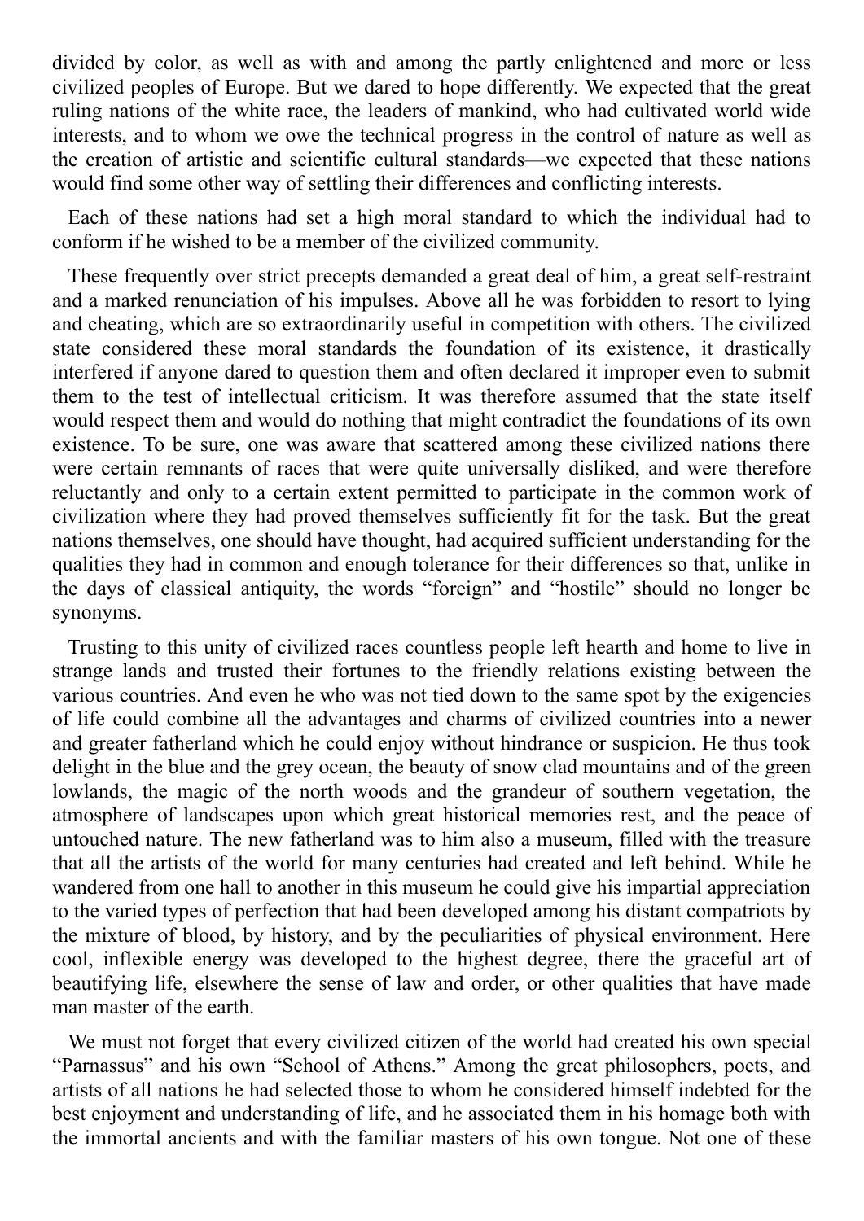divided by color, as well as with and among the partly enlightened and more or less civilized peoples of Europe. But we dared to hope differently. We expected that the great ruling nations of the white race, the leaders of mankind, who had cultivated world wide interests, and to whom we owe the technical progress in the control of nature as well as the creation of artistic and scientific cultural standards—we expected that these nations would find some other way of settling their differences and conflicting interests.

Each of these nations had set a high moral standard to which the individual had to conform if he wished to be a member of the civilized community.

These frequently over strict precepts demanded a great deal of him, a great self-restraint and a marked renunciation of his impulses. Above all he was forbidden to resort to lying and cheating, which are so extraordinarily useful in competition with others. The civilized state considered these moral standards the foundation of its existence, it drastically interfered if anyone dared to question them and often declared it improper even to submit them to the test of intellectual criticism. It was therefore assumed that the state itself would respect them and would do nothing that might contradict the foundations of its own existence. To be sure, one was aware that scattered among these civilized nations there were certain remnants of races that were quite universally disliked, and were therefore reluctantly and only to a certain extent permitted to participate in the common work of civilization where they had proved themselves sufficiently fit for the task. But the great nations themselves, one should have thought, had acquired sufficient understanding for the qualities they had in common and enough tolerance for their differences so that, unlike in the days of classical antiquity, the words "foreign" and "hostile" should no longer be synonyms.

Trusting to this unity of civilized races countless people left hearth and home to live in strange lands and trusted their fortunes to the friendly relations existing between the various countries. And even he who was not tied down to the same spot by the exigencies of life could combine all the advantages and charms of civilized countries into a newer and greater fatherland which he could enjoy without hindrance or suspicion. He thus took delight in the blue and the grey ocean, the beauty of snow clad mountains and of the green lowlands, the magic of the north woods and the grandeur of southern vegetation, the atmosphere of landscapes upon which great historical memories rest, and the peace of untouched nature. The new fatherland was to him also a museum, filled with the treasure that all the artists of the world for many centuries had created and left behind. While he wandered from one hall to another in this museum he could give his impartial appreciation to the varied types of perfection that had been developed among his distant compatriots by the mixture of blood, by history, and by the peculiarities of physical environment. Here cool, inflexible energy was developed to the highest degree, there the graceful art of beautifying life, elsewhere the sense of law and order, or other qualities that have made man master of the earth.

We must not forget that every civilized citizen of the world had created his own special "Parnassus" and his own "School of Athens." Among the great philosophers, poets, and artists of all nations he had selected those to whom he considered himself indebted for the best enjoyment and understanding of life, and he associated them in his homage both with the immortal ancients and with the familiar masters of his own tongue. Not one of these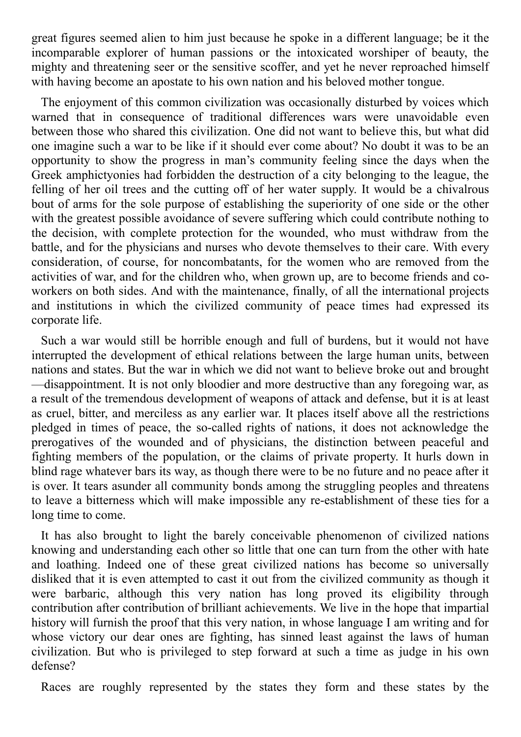great figures seemed alien to him just because he spoke in a different language; be it the incomparable explorer of human passions or the intoxicated worshiper of beauty, the mighty and threatening seer or the sensitive scoffer, and yet he never reproached himself with having become an apostate to his own nation and his beloved mother tongue.

The enjoyment of this common civilization was occasionally disturbed by voices which warned that in consequence of traditional differences wars were unavoidable even between those who shared this civilization. One did not want to believe this, but what did one imagine such a war to be like if it should ever come about? No doubt it was to be an opportunity to show the progress in man's community feeling since the days when the Greek amphictyonies had forbidden the destruction of a city belonging to the league, the felling of her oil trees and the cutting off of her water supply. It would be a chivalrous bout of arms for the sole purpose of establishing the superiority of one side or the other with the greatest possible avoidance of severe suffering which could contribute nothing to the decision, with complete protection for the wounded, who must withdraw from the battle, and for the physicians and nurses who devote themselves to their care. With every consideration, of course, for noncombatants, for the women who are removed from the activities of war, and for the children who, when grown up, are to become friends and co-workers on both sides. And with the maintenance, finally, of all the international projects and institutions in which the civilized community of peace times had expressed its corporate life.

Such a war would still be horrible enough and full of burdens, but it would not have interrupted the development of ethical relations between the large human units, between nations and states. But the war in which we did not want to believe broke out and brought—disappointment. It is not only bloodier and more destructive than any foregoing war, as a result of the tremendous development of weapons of attack and defense, but it is at least as cruel, bitter, and merciless as any earlier war. It places itself above all the restrictions pledged in times of peace, the so-called rights of nations, it does not acknowledge the prerogatives of the wounded and of physicians, the distinction between peaceful and fighting members of the population, or the claims of private property. It hurls down in blind rage whatever bars its way, as though there were to be no future and no peace after it is over. It tears asunder all community bonds among the struggling peoples and threatens to leave a bitterness which will make impossible any re-establishment of these ties for a long time to come.

It has also brought to light the barely conceivable phenomenon of civilized nations knowing and understanding each other so little that one can turn from the other with hate and loathing. Indeed one of these great civilized nations has become so universally disliked that it is even attempted to cast it out from the civilized community as though it were barbaric, although this very nation has long proved its eligibility through contribution after contribution of brilliant achievements. We live in the hope that impartial history will furnish the proof that this very nation, in whose language I am writing and for whose victory our dear ones are fighting, has sinned least against the laws of human civilization. But who is privileged to step forward at such a time as judge in his own defense?

Races are roughly represented by the states they form and these states by the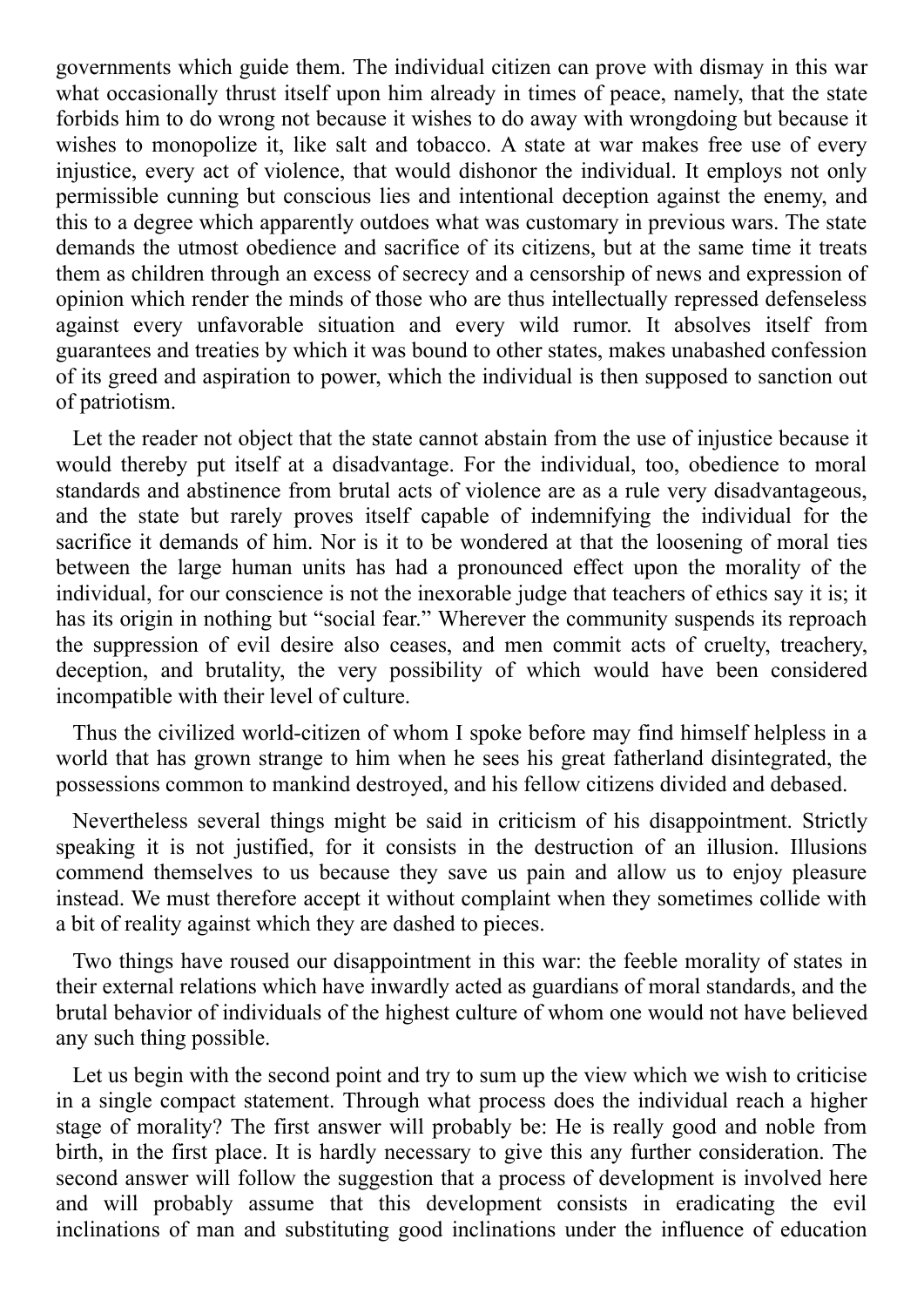governments which guide them. The individual citizen can prove with dismay in this war what occasionally thrust itself upon him already in times of peace, namely, that the state forbids him to do wrong not because it wishes to do away with wrongdoing but because it wishes to monopolize it, like salt and tobacco. A state at war makes free use of every injustice, every act of violence, that would dishonor the individual. It employs not only permissible cunning but conscious lies and intentional deception against the enemy, and this to a degree which apparently outdoes what was customary in previous wars. The state demands the utmost obedience and sacrifice of its citizens, but at the same time it treats them as children through an excess of secrecy and a censorship of news and expression of opinion which render the minds of those who are thus intellectually repressed defenseless against every unfavorable situation and every wild rumor. It absolves itself from guarantees and treaties by which it was bound to other states, makes unabashed confession of its greed and aspiration to power, which the individual is then supposed to sanction out of patriotism.

Let the reader not object that the state cannot abstain from the use of injustice because it would thereby put itself at a disadvantage. For the individual, too, obedience to moral standards and abstinence from brutal acts of violence are as a rule very disadvantageous, and the state but rarely proves itself capable of indemnifying the individual for the sacrifice it demands of him. Nor is it to be wondered at that the loosening of moral ties between the large human units has had a pronounced effect upon the morality of the individual, for our conscience is not the inexorable judge that teachers of ethics say it is; it has its origin in nothing but "social fear." Wherever the community suspends its reproach the suppression of evil desire also ceases, and men commit acts of cruelty, treachery, deception, and brutality, the very possibility of which would have been considered incompatible with their level of culture.

Thus the civilized world-citizen of whom I spoke before may find himself helpless in a world that has grown strange to him when he sees his great fatherland disintegrated, the possessions common to mankind destroyed, and his fellow citizens divided and debased.

Nevertheless several things might be said in criticism of his disappointment. Strictly speaking it is not justified, for it consists in the destruction of an illusion. Illusions commend themselves to us because they save us pain and allow us to enjoy pleasure instead. We must therefore accept it without complaint when they sometimes collide with a bit of reality against which they are dashed to pieces.

Two things have roused our disappointment in this war: the feeble morality of states in their external relations which have inwardly acted as guardians of moral standards, and the brutal behavior of individuals of the highest culture of whom one would not have believed any such thing possible.

Let us begin with the second point and try to sum up the view which we wish to criticise in a single compact statement. Through what process does the individual reach a higher stage of morality? The first answer will probably be: He is really good and noble from birth, in the first place. It is hardly necessary to give this any further consideration. The second answer will follow the suggestion that a process of development is involved here and will probably assume that this development consists in eradicating the evil inclinations of man and substituting good inclinations under the influence of education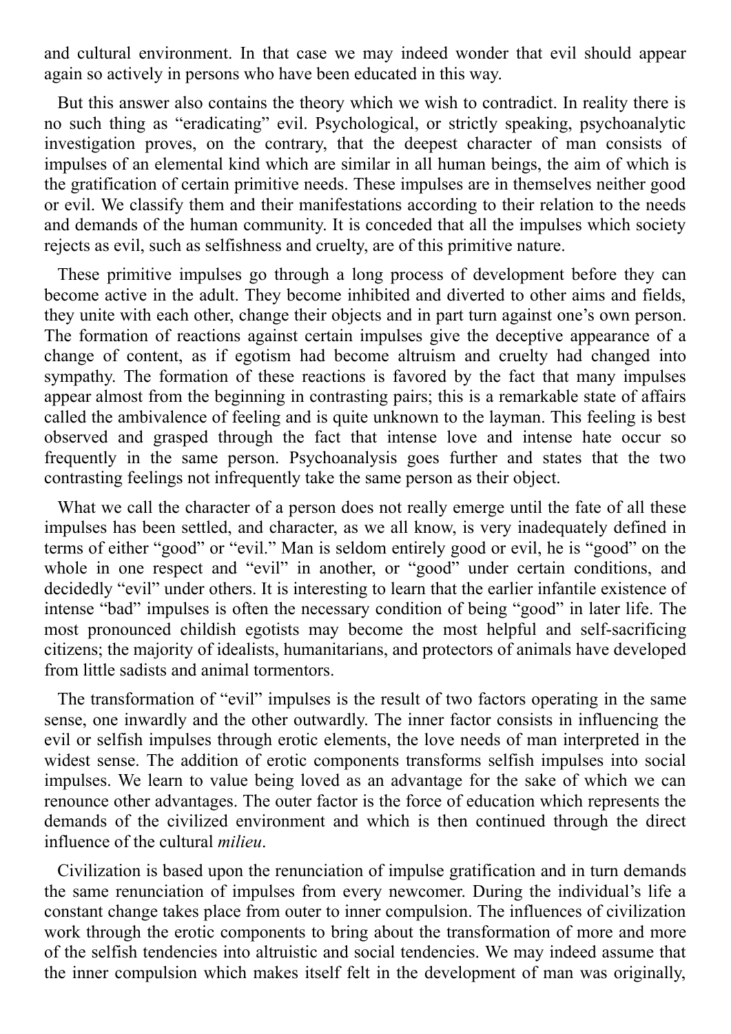and cultural environment. In that case we may indeed wonder that evil should appear again so actively in persons who have been educated in this way.

But this answer also contains the theory which we wish to contradict. In reality there is no such thing as "eradicating" evil. Psychological, or strictly speaking, psychoanalytic investigation proves, on the contrary, that the deepest character of man consists of impulses of an elemental kind which are similar in all human beings, the aim of which is the gratification of certain primitive needs. These impulses are in themselves neither good or evil. We classify them and their manifestations according to their relation to the needs and demands of the human community. It is conceded that all the impulses which society rejects as evil, such as selfishness and cruelty, are of this primitive nature.

These primitive impulses go through a long process of development before they can become active in the adult. They become inhibited and diverted to other aims and fields, they unite with each other, change their objects and in part turn against one's own person. The formation of reactions against certain impulses give the deceptive appearance of a change of content, as if egotism had become altruism and cruelty had changed into sympathy. The formation of these reactions is favored by the fact that many impulses appear almost from the beginning in contrasting pairs; this is a remarkable state of affairs called the ambivalence of feeling and is quite unknown to the layman. This feeling is best observed and grasped through the fact that intense love and intense hate occur so frequently in the same person. Psychoanalysis goes further and states that the two contrasting feelings not infrequently take the same person as their object.

What we call the character of a person does not really emerge until the fate of all these impulses has been settled, and character, as we all know, is very inadequately defined in terms of either "good" or "evil." Man is seldom entirely good or evil, he is "good" on the whole in one respect and "evil" in another, or "good" under certain conditions, and decidedly "evil" under others. It is interesting to learn that the earlier infantile existence of intense "bad" impulses is often the necessary condition of being "good" in later life. The most pronounced childish egotists may become the most helpful and self-sacrificing citizens; the majority of idealists, humanitarians, and protectors of animals have developed from little sadists and animal tormentors.

The transformation of "evil" impulses is the result of two factors operating in the same sense, one inwardly and the other outwardly. The inner factor consists in influencing the evil or selfish impulses through erotic elements, the love needs of man interpreted in the widest sense. The addition of erotic components transforms selfish impulses into social impulses. We learn to value being loved as an advantage for the sake of which we can renounce other advantages. The outer factor is the force of education which represents the demands of the civilized environment and which is then continued through the direct influence of the cultural *milieu*.

Civilization is based upon the renunciation of impulse gratification and in turn demands the same renunciation of impulses from every newcomer. During the individual's life a constant change takes place from outer to inner compulsion. The influences of civilization work through the erotic components to bring about the transformation of more and more of the selfish tendencies into altruistic and social tendencies. We may indeed assume that the inner compulsion which makes itself felt in the development of man was originally,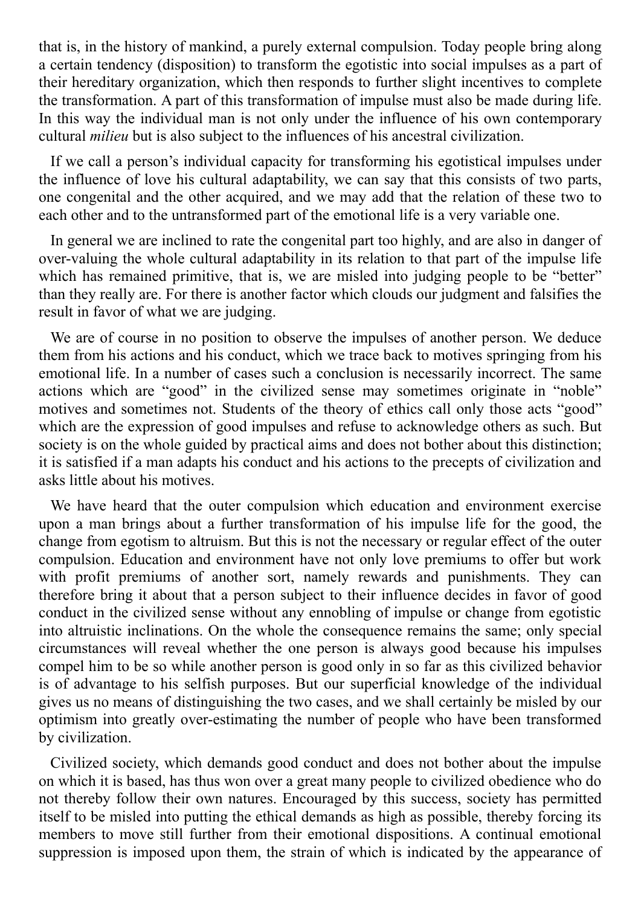that is, in the history of mankind, a purely external compulsion. Today people bring along a certain tendency (disposition) to transform the egotistic into social impulses as a part of their hereditary organization, which then responds to further slight incentives to complete the transformation. A part of this transformation of impulse must also be made during life. In this way the individual man is not only under the influence of his own contemporary cultural *milieu* but is also subject to the influences of his ancestral civilization.

If we call a person's individual capacity for transforming his egotistical impulses under the influence of love his cultural adaptability, we can say that this consists of two parts, one congenital and the other acquired, and we may add that the relation of these two to each other and to the untransformed part of the emotional life is a very variable one.

In general we are inclined to rate the congenital part too highly, and are also in danger of over-valuing the whole cultural adaptability in its relation to that part of the impulse life which has remained primitive, that is, we are misled into judging people to be "better" than they really are. For there is another factor which clouds our judgment and falsifies the result in favor of what we are judging.

We are of course in no position to observe the impulses of another person. We deduce them from his actions and his conduct, which we trace back to motives springing from his emotional life. In a number of cases such a conclusion is necessarily incorrect. The same actions which are "good" in the civilized sense may sometimes originate in "noble" motives and sometimes not. Students of the theory of ethics call only those acts "good" which are the expression of good impulses and refuse to acknowledge others as such. But society is on the whole guided by practical aims and does not bother about this distinction; it is satisfied if a man adapts his conduct and his actions to the precepts of civilization and asks little about his motives.

We have heard that the outer compulsion which education and environment exercise upon a man brings about a further transformation of his impulse life for the good, the change from egotism to altruism. But this is not the necessary or regular effect of the outer compulsion. Education and environment have not only love premiums to offer but work with profit premiums of another sort, namely rewards and punishments. They can therefore bring it about that a person subject to their influence decides in favor of good conduct in the civilized sense without any ennobling of impulse or change from egotistic into altruistic inclinations. On the whole the consequence remains the same; only special circumstances will reveal whether the one person is always good because his impulses compel him to be so while another person is good only in so far as this civilized behavior is of advantage to his selfish purposes. But our superficial knowledge of the individual gives us no means of distinguishing the two cases, and we shall certainly be misled by our optimism into greatly over-estimating the number of people who have been transformed by civilization.

Civilized society, which demands good conduct and does not bother about the impulse on which it is based, has thus won over a great many people to civilized obedience who do not thereby follow their own natures. Encouraged by this success, society has permitted itself to be misled into putting the ethical demands as high as possible, thereby forcing its members to move still further from their emotional dispositions. A continual emotional suppression is imposed upon them, the strain of which is indicated by the appearance of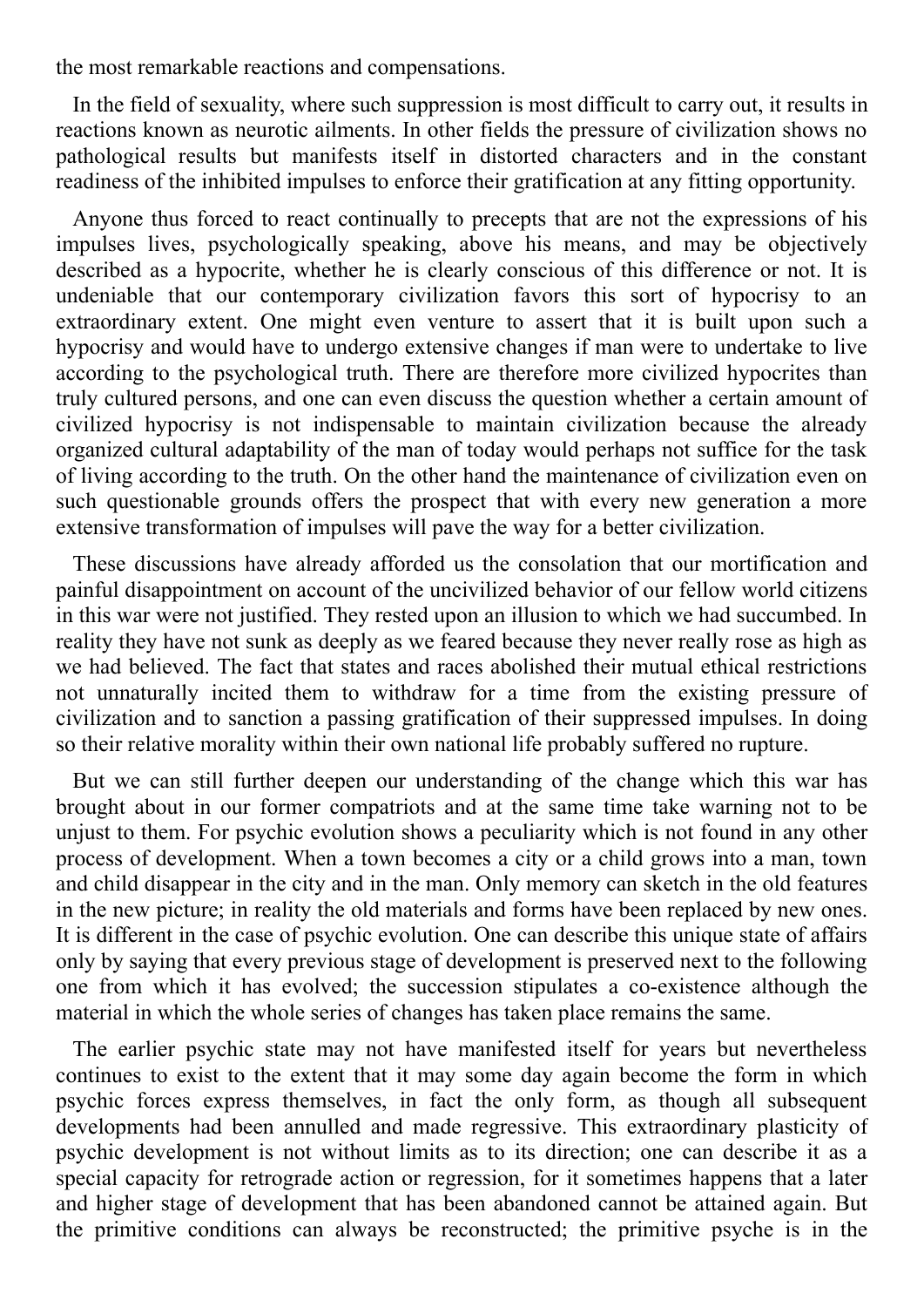the most remarkable reactions and compensations.

In the field of sexuality, where such suppression is most difficult to carry out, it results in reactions known as neurotic ailments. In other fields the pressure of civilization shows no pathological results but manifests itself in distorted characters and in the constant readiness of the inhibited impulses to enforce their gratification at any fitting opportunity.

Anyone thus forced to react continually to precepts that are not the expressions of his impulses lives, psychologically speaking, above his means, and may be objectively described as a hypocrite, whether he is clearly conscious of this difference or not. It is undeniable that our contemporary civilization favors this sort of hypocrisy to an extraordinary extent. One might even venture to assert that it is built upon such a hypocrisy and would have to undergo extensive changes if man were to undertake to live according to the psychological truth. There are therefore more civilized hypocrites than truly cultured persons, and one can even discuss the question whether a certain amount of civilized hypocrisy is not indispensable to maintain civilization because the already organized cultural adaptability of the man of today would perhaps not suffice for the task of living according to the truth. On the other hand the maintenance of civilization even on such questionable grounds offers the prospect that with every new generation a more extensive transformation of impulses will pave the way for a better civilization.

These discussions have already afforded us the consolation that our mortification and painful disappointment on account of the uncivilized behavior of our fellow world citizens in this war were not justified. They rested upon an illusion to which we had succumbed. In reality they have not sunk as deeply as we feared because they never really rose as high as we had believed. The fact that states and races abolished their mutual ethical restrictions not unnaturally incited them to withdraw for a time from the existing pressure of civilization and to sanction a passing gratification of their suppressed impulses. In doing so their relative morality within their own national life probably suffered no rupture.

But we can still further deepen our understanding of the change which this war has brought about in our former compatriots and at the same time take warning not to be unjust to them. For psychic evolution shows a peculiarity which is not found in any other process of development. When a town becomes a city or a child grows into a man, town and child disappear in the city and in the man. Only memory can sketch in the old features in the new picture; in reality the old materials and forms have been replaced by new ones. It is different in the case of psychic evolution. One can describe this unique state of affairs only by saying that every previous stage of development is preserved next to the following one from which it has evolved; the succession stipulates a co-existence although the material in which the whole series of changes has taken place remains the same.

The earlier psychic state may not have manifested itself for years but nevertheless continues to exist to the extent that it may some day again become the form in which psychic forces express themselves, in fact the only form, as though all subsequent developments had been annulled and made regressive. This extraordinary plasticity of psychic development is not without limits as to its direction; one can describe it as a special capacity for retrograde action or regression, for it sometimes happens that a later and higher stage of development that has been abandoned cannot be attained again. But the primitive conditions can always be reconstructed; the primitive psyche is in the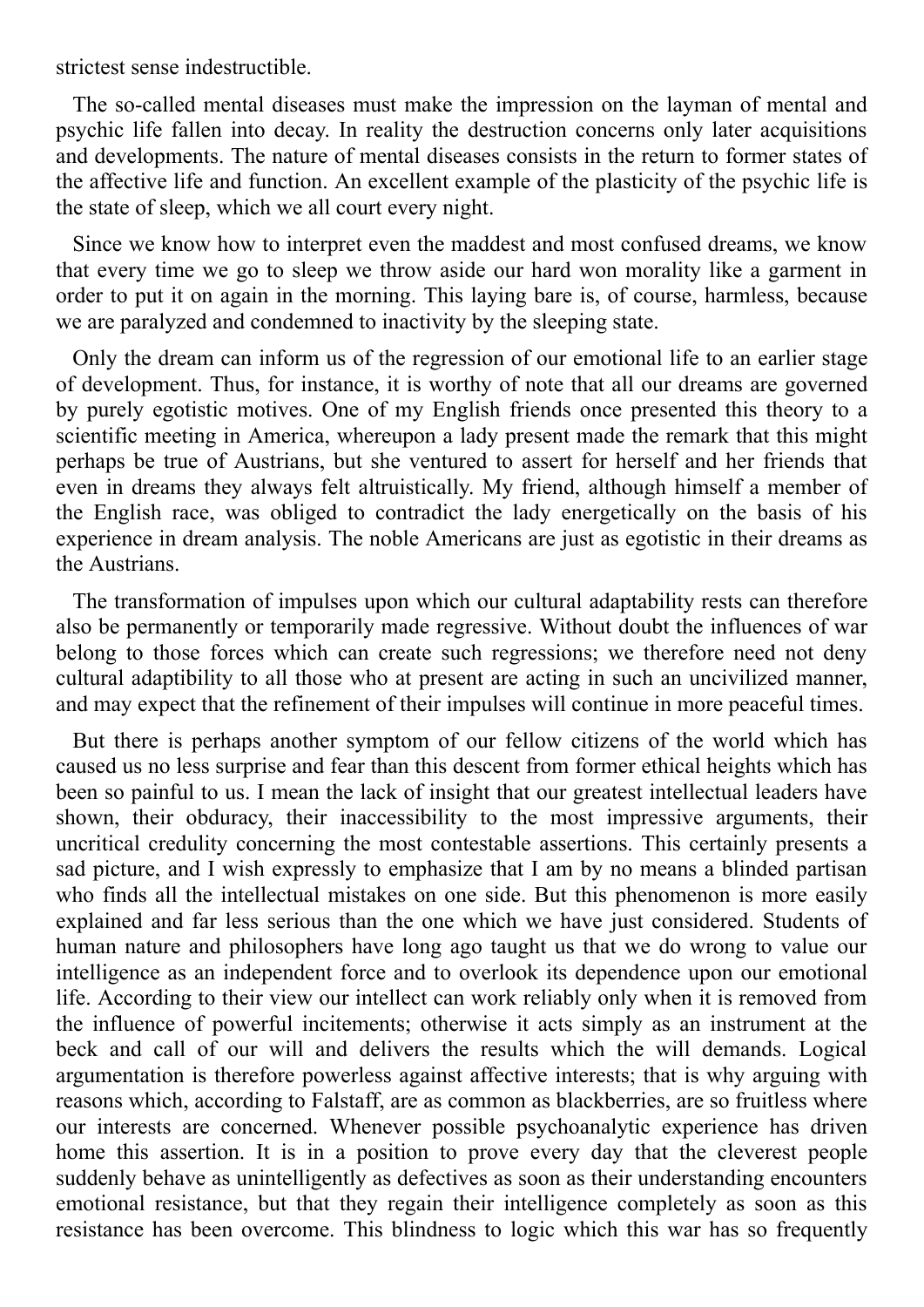strictest sense indestructible.

The so-called mental diseases must make the impression on the layman of mental and psychic life fallen into decay. In reality the destruction concerns only later acquisitions and developments. The nature of mental diseases consists in the return to former states of the affective life and function. An excellent example of the plasticity of the psychic life is the state of sleep, which we all court every night.

Since we know how to interpret even the maddest and most confused dreams, we know that every time we go to sleep we throw aside our hard won morality like a garment in order to put it on again in the morning. This laying bare is, of course, harmless, because we are paralyzed and condemned to inactivity by the sleeping state.

Only the dream can inform us of the regression of our emotional life to an earlier stage of development. Thus, for instance, it is worthy of note that all our dreams are governed by purely egotistic motives. One of my English friends once presented this theory to a scientific meeting in America, whereupon a lady present made the remark that this might perhaps be true of Austrians, but she ventured to assert for herself and her friends that even in dreams they always felt altruistically. My friend, although himself a member of the English race, was obliged to contradict the lady energetically on the basis of his experience in dream analysis. The noble Americans are just as egotistic in their dreams as the Austrians.

The transformation of impulses upon which our cultural adaptability rests can therefore also be permanently or temporarily made regressive. Without doubt the influences of war belong to those forces which can create such regressions; we therefore need not deny cultural adaptibility to all those who at present are acting in such an uncivilized manner, and may expect that the refinement of their impulses will continue in more peaceful times.

But there is perhaps another symptom of our fellow citizens of the world which has caused us no less surprise and fear than this descent from former ethical heights which has been so painful to us. I mean the lack of insight that our greatest intellectual leaders have shown, their obduracy, their inaccessibility to the most impressive arguments, their uncritical credulity concerning the most contestable assertions. This certainly presents a sad picture, and I wish expressly to emphasize that I am by no means a blinded partisan who finds all the intellectual mistakes on one side. But this phenomenon is more easily explained and far less serious than the one which we have just considered. Students of human nature and philosophers have long ago taught us that we do wrong to value our intelligence as an independent force and to overlook its dependence upon our emotional life. According to their view our intellect can work reliably only when it is removed from the influence of powerful incitements; otherwise it acts simply as an instrument at the beck and call of our will and delivers the results which the will demands. Logical argumentation is therefore powerless against affective interests; that is why arguing with reasons which, according to Falstaff, are as common as blackberries, are so fruitless where our interests are concerned. Whenever possible psychoanalytic experience has driven home this assertion. It is in a position to prove every day that the cleverest people suddenly behave as unintelligently as defectives as soon as their understanding encounters emotional resistance, but that they regain their intelligence completely as soon as this resistance has been overcome. This blindness to logic which this war has so frequently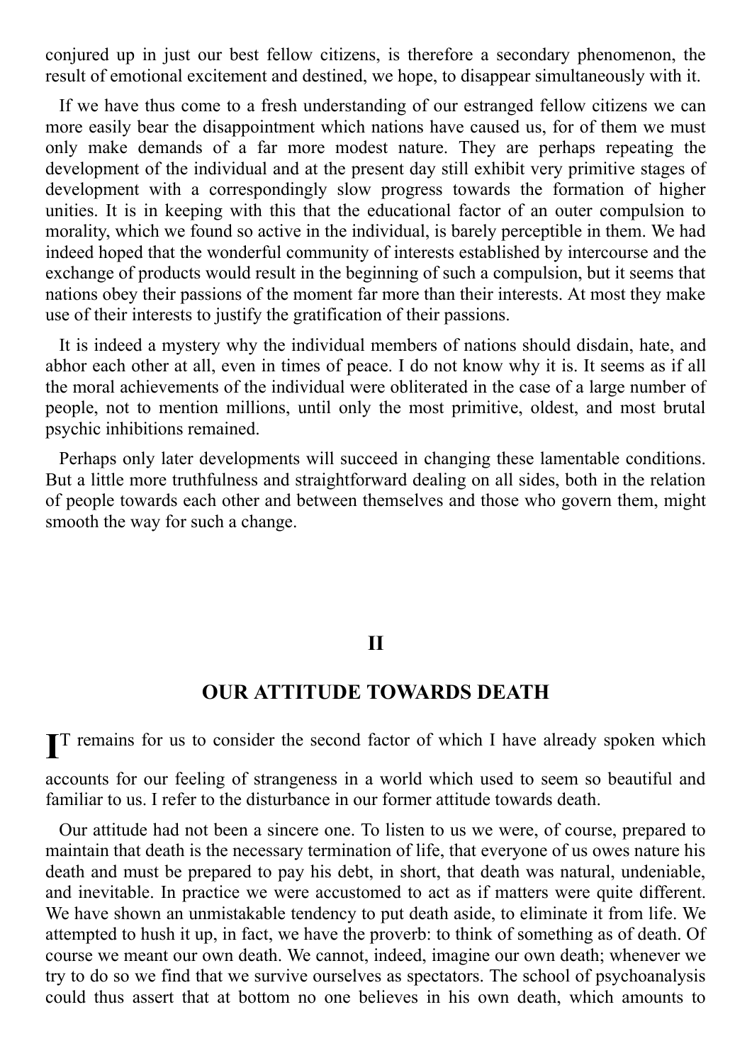conjured up in just our best fellow citizens, is therefore a secondary phenomenon, the result of emotional excitement and destined, we hope, to disappear simultaneously with it.

If we have thus come to a fresh understanding of our estranged fellow citizens we can more easily bear the disappointment which nations have caused us, for of them we must only make demands of a far more modest nature. They are perhaps repeating the development of the individual and at the present day still exhibit very primitive stages of development with a correspondingly slow progress towards the formation of higher unities. It is in keeping with this that the educational factor of an outer compulsion to morality, which we found so active in the individual, is barely perceptible in them. We had indeed hoped that the wonderful community of interests established by intercourse and the exchange of products would result in the beginning of such a compulsion, but it seems that nations obey their passions of the moment far more than their interests. At most they make use of their interests to justify the gratification of their passions.

It is indeed a mystery why the individual members of nations should disdain, hate, and abhor each other at all, even in times of peace. I do not know why it is. It seems as if all the moral achievements of the individual were obliterated in the case of a large number of people, not to mention millions, until only the most primitive, oldest, and most brutal psychic inhibitions remained.

Perhaps only later developments will succeed in changing these lamentable conditions. But a little more truthfulness and straightforward dealing on all sides, both in the relation of people towards each other and between themselves and those who govern them, might smooth the way for such a change.

## II

## OUR ATTITUDE TOWARDS DEATH

IT remains for us to consider the second factor of which I have already spoken which accounts for our feeling of strangeness in a world which used to seem so beautiful and familiar to us. I refer to the disturbance in our former attitude towards death.

Our attitude had not been a sincere one. To listen to us we were, of course, prepared to maintain that death is the necessary termination of life, that everyone of us owes nature his death and must be prepared to pay his debt, in short, that death was natural, undeniable, and inevitable. In practice we were accustomed to act as if matters were quite different. We have shown an unmistakable tendency to put death aside, to eliminate it from life. We attempted to hush it up, in fact, we have the proverb: to think of something as of death. Of course we meant our own death. We cannot, indeed, imagine our own death; whenever we try to do so we find that we survive ourselves as spectators. The school of psychoanalysis could thus assert that at bottom no one believes in his own death, which amounts to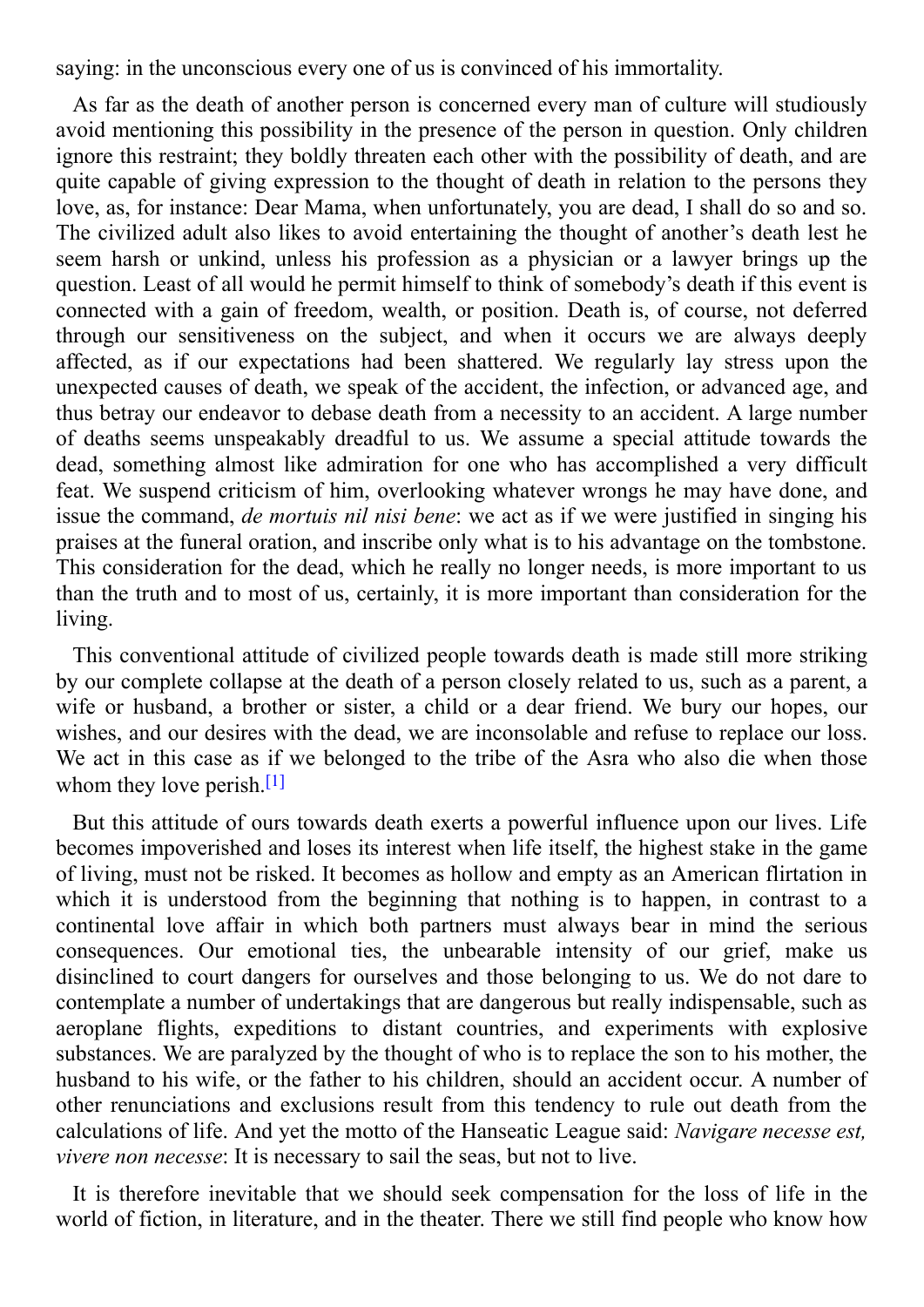saying: in the unconscious every one of us is convinced of his immortality.

As far as the death of another person is concerned every man of culture will studiously avoid mentioning this possibility in the presence of the person in question. Only children ignore this restraint; they boldly threaten each other with the possibility of death, and are quite capable of giving expression to the thought of death in relation to the persons they love, as, for instance: Dear Mama, when unfortunately, you are dead, I shall do so and so. The civilized adult also likes to avoid entertaining the thought of another's death lest he seem harsh or unkind, unless his profession as a physician or a lawyer brings up the question. Least of all would he permit himself to think of somebody's death if this event is connected with a gain of freedom, wealth, or position. Death is, of course, not deferred through our sensitiveness on the subject, and when it occurs we are always deeply affected, as if our expectations had been shattered. We regularly lay stress upon the unexpected causes of death, we speak of the accident, the infection, or advanced age, and thus betray our endeavor to debase death from a necessity to an accident. A large number of deaths seems unspeakably dreadful to us. We assume a special attitude towards the dead, something almost like admiration for one who has accomplished a very difficult feat. We suspend criticism of him, overlooking whatever wrongs he may have done, and issue the command, *de mortuis nil nisi bene*: we act as if we were justified in singing his praises at the funeral oration, and inscribe only what is to his advantage on the tombstone. This consideration for the dead, which he really no longer needs, is more important to us than the truth and to most of us, certainly, it is more important than consideration for the living.

This conventional attitude of civilized people towards death is made still more striking by our complete collapse at the death of a person closely related to us, such as a parent, a wife or husband, a brother or sister, a child or a dear friend. We bury our hopes, our wishes, and our desires with the dead, we are inconsolable and refuse to replace our loss. We act in this case as if we belonged to the tribe of the Asra who also die when those whom they love perish.[1]

But this attitude of ours towards death exerts a powerful influence upon our lives. Life becomes impoverished and loses its interest when life itself, the highest stake in the game of living, must not be risked. It becomes as hollow and empty as an American flirtation in which it is understood from the beginning that nothing is to happen, in contrast to a continental love affair in which both partners must always bear in mind the serious consequences. Our emotional ties, the unbearable intensity of our grief, make us disinclined to court dangers for ourselves and those belonging to us. We do not dare to contemplate a number of undertakings that are dangerous but really indispensable, such as aeroplane flights, expeditions to distant countries, and experiments with explosive substances. We are paralyzed by the thought of who is to replace the son to his mother, the husband to his wife, or the father to his children, should an accident occur. A number of other renunciations and exclusions result from this tendency to rule out death from the calculations of life. And yet the motto of the Hanseatic League said: *Navigare necesse est, vivere non necesse*: It is necessary to sail the seas, but not to live.

It is therefore inevitable that we should seek compensation for the loss of life in the world of fiction, in literature, and in the theater. There we still find people who know how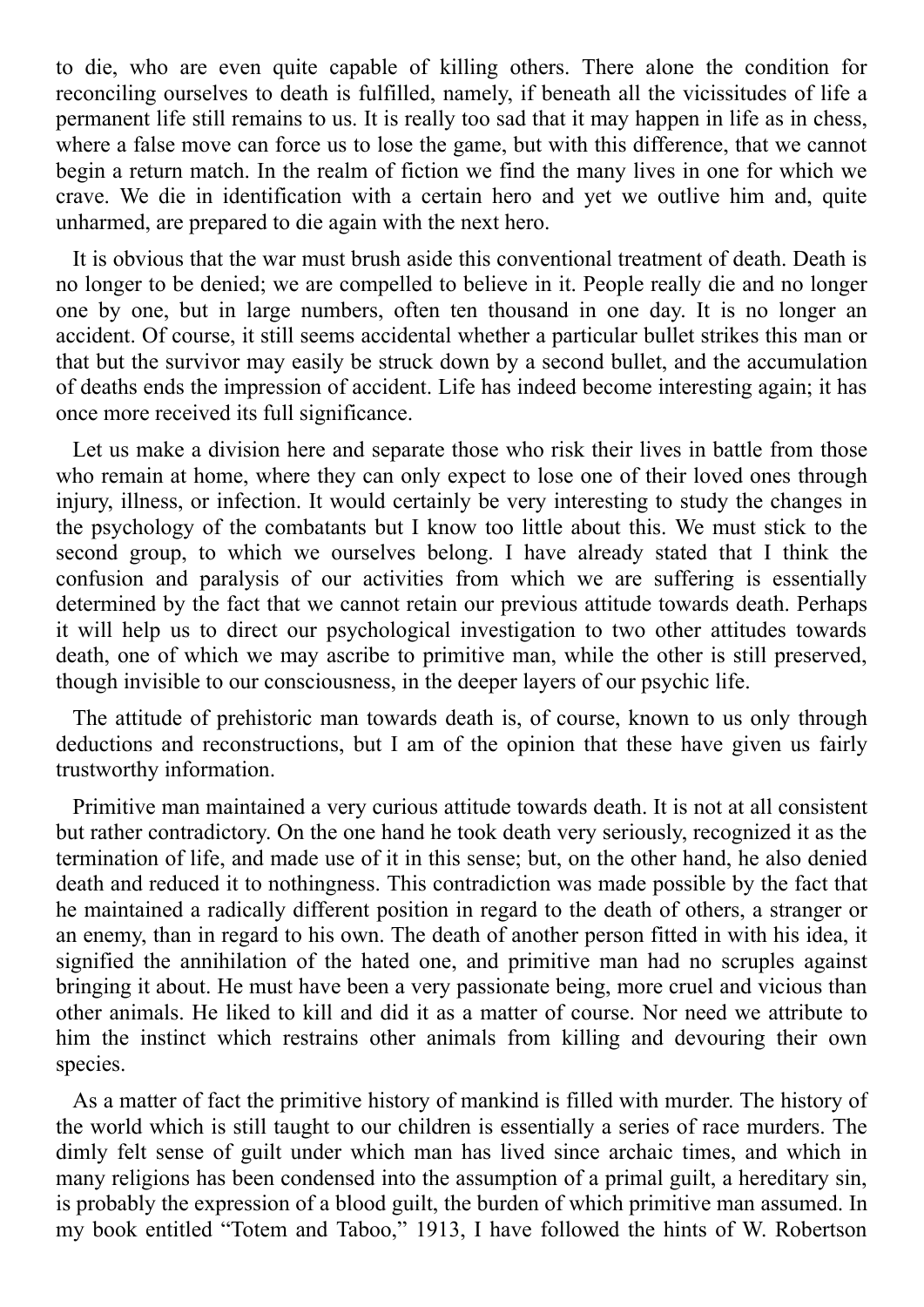to die, who are even quite capable of killing others. There alone the condition for reconciling ourselves to death is fulfilled, namely, if beneath all the vicissitudes of life a permanent life still remains to us. It is really too sad that it may happen in life as in chess, where a false move can force us to lose the game, but with this difference, that we cannot begin a return match. In the realm of fiction we find the many lives in one for which we crave. We die in identification with a certain hero and yet we outlive him and, quite unharmed, are prepared to die again with the next hero.

It is obvious that the war must brush aside this conventional treatment of death. Death is no longer to be denied; we are compelled to believe in it. People really die and no longer one by one, but in large numbers, often ten thousand in one day. It is no longer an accident. Of course, it still seems accidental whether a particular bullet strikes this man or that but the survivor may easily be struck down by a second bullet, and the accumulation of deaths ends the impression of accident. Life has indeed become interesting again; it has once more received its full significance.

Let us make a division here and separate those who risk their lives in battle from those who remain at home, where they can only expect to lose one of their loved ones through injury, illness, or infection. It would certainly be very interesting to study the changes in the psychology of the combatants but I know too little about this. We must stick to the second group, to which we ourselves belong. I have already stated that I think the confusion and paralysis of our activities from which we are suffering is essentially determined by the fact that we cannot retain our previous attitude towards death. Perhaps it will help us to direct our psychological investigation to two other attitudes towards death, one of which we may ascribe to primitive man, while the other is still preserved, though invisible to our consciousness, in the deeper layers of our psychic life.

The attitude of prehistoric man towards death is, of course, known to us only through deductions and reconstructions, but I am of the opinion that these have given us fairly trustworthy information.

Primitive man maintained a very curious attitude towards death. It is not at all consistent but rather contradictory. On the one hand he took death very seriously, recognized it as the termination of life, and made use of it in this sense; but, on the other hand, he also denied death and reduced it to nothingness. This contradiction was made possible by the fact that he maintained a radically different position in regard to the death of others, a stranger or an enemy, than in regard to his own. The death of another person fitted in with his idea, it signified the annihilation of the hated one, and primitive man had no scruples against bringing it about. He must have been a very passionate being, more cruel and vicious than other animals. He liked to kill and did it as a matter of course. Nor need we attribute to him the instinct which restrains other animals from killing and devouring their own species.

As a matter of fact the primitive history of mankind is filled with murder. The history of the world which is still taught to our children is essentially a series of race murders. The dimly felt sense of guilt under which man has lived since archaic times, and which in many religions has been condensed into the assumption of a primal guilt, a hereditary sin, is probably the expression of a blood guilt, the burden of which primitive man assumed. In my book entitled "Totem and Taboo," 1913, I have followed the hints of W. Robertson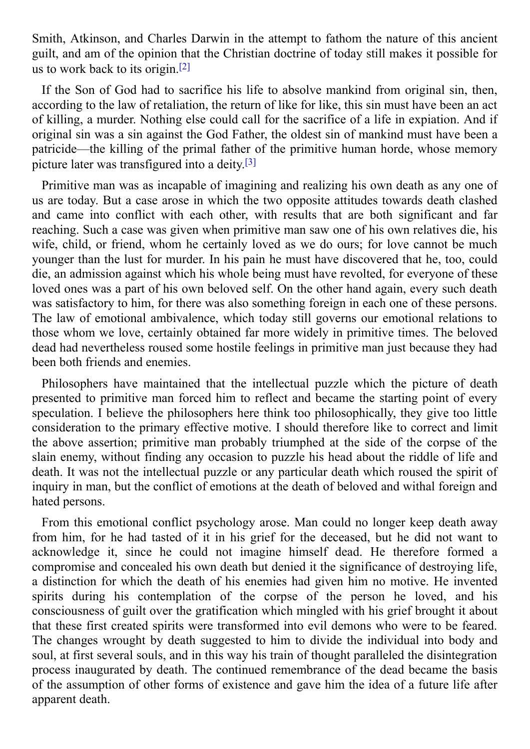Smith, Atkinson, and Charles Darwin in the attempt to fathom the nature of this ancient guilt, and am of the opinion that the Christian doctrine of today still makes it possible for us to work back to its origin.[2]

If the Son of God had to sacrifice his life to absolve mankind from original sin, then, according to the law of retaliation, the return of like for like, this sin must have been an act of killing, a murder. Nothing else could call for the sacrifice of a life in expiation. And if original sin was a sin against the God Father, the oldest sin of mankind must have been a patricide—the killing of the primal father of the primitive human horde, whose memory picture later was transfigured into a deity.[3]

Primitive man was as incapable of imagining and realizing his own death as any one of us are today. But a case arose in which the two opposite attitudes towards death clashed and came into conflict with each other, with results that are both significant and far reaching. Such a case was given when primitive man saw one of his own relatives die, his wife, child, or friend, whom he certainly loved as we do ours; for love cannot be much younger than the lust for murder. In his pain he must have discovered that he, too, could die, an admission against which his whole being must have revolted, for everyone of these loved ones was a part of his own beloved self. On the other hand again, every such death was satisfactory to him, for there was also something foreign in each one of these persons. The law of emotional ambivalence, which today still governs our emotional relations to those whom we love, certainly obtained far more widely in primitive times. The beloved dead had nevertheless roused some hostile feelings in primitive man just because they had been both friends and enemies.

Philosophers have maintained that the intellectual puzzle which the picture of death presented to primitive man forced him to reflect and became the starting point of every speculation. I believe the philosophers here think too philosophically, they give too little consideration to the primary effective motive. I should therefore like to correct and limit the above assertion; primitive man probably triumphed at the side of the corpse of the slain enemy, without finding any occasion to puzzle his head about the riddle of life and death. It was not the intellectual puzzle or any particular death which roused the spirit of inquiry in man, but the conflict of emotions at the death of beloved and withal foreign and hated persons.

From this emotional conflict psychology arose. Man could no longer keep death away from him, for he had tasted of it in his grief for the deceased, but he did not want to acknowledge it, since he could not imagine himself dead. He therefore formed a compromise and concealed his own death but denied it the significance of destroying life, a distinction for which the death of his enemies had given him no motive. He invented spirits during his contemplation of the corpse of the person he loved, and his consciousness of guilt over the gratification which mingled with his grief brought it about that these first created spirits were transformed into evil demons who were to be feared. The changes wrought by death suggested to him to divide the individual into body and soul, at first several souls, and in this way his train of thought paralleled the disintegration process inaugurated by death. The continued remembrance of the dead became the basis of the assumption of other forms of existence and gave him the idea of a future life after apparent death.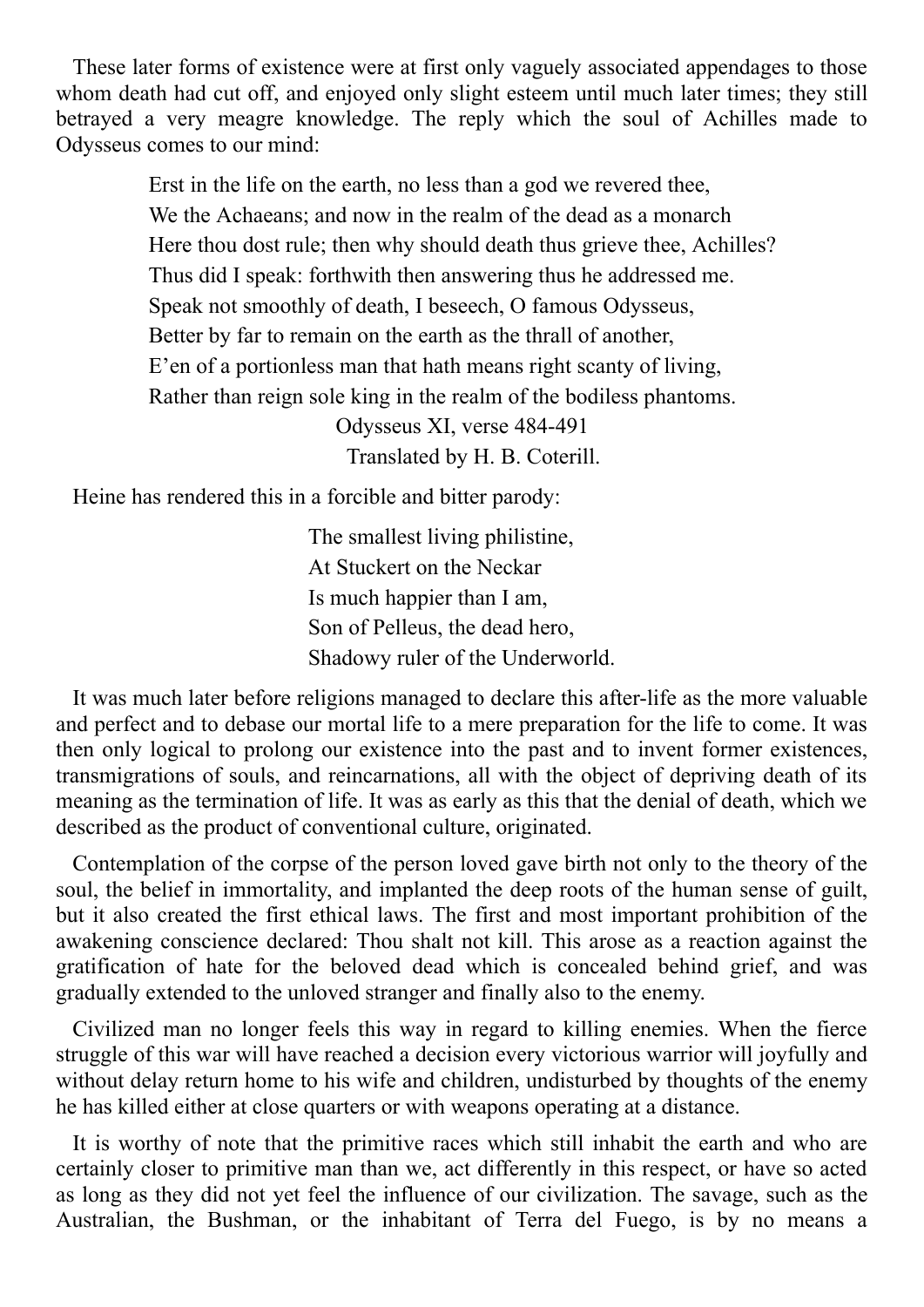These later forms of existence were at first only vaguely associated appendages to those whom death had cut off, and enjoyed only slight esteem until much later times; they still betrayed a very meagre knowledge. The reply which the soul of Achilles made to Odysseus comes to our mind:

> Erst in the life on the earth, no less than a god we revered thee,
> We the Achaeans; and now in the realm of the dead as a monarch
> Here thou dost rule; then why should death thus grieve thee, Achilles?
> Thus did I speak: forthwith then answering thus he addressed me.
> Speak not smoothly of death, I beseech, O famous Odysseus,
> Better by far to remain on the earth as the thrall of another,
> E'en of a portionless man that hath means right scanty of living,
> Rather than reign sole king in the realm of the bodiless phantoms.
>
> Odysseus XI, verse 484-491
> Translated by H. B. Coterill.

Heine has rendered this in a forcible and bitter parody:

> The smallest living philistine,
> At Stuckert on the Neckar
> Is much happier than I am,
> Son of Pelleus, the dead hero,
> Shadowy ruler of the Underworld.

It was much later before religions managed to declare this after-life as the more valuable and perfect and to debase our mortal life to a mere preparation for the life to come. It was then only logical to prolong our existence into the past and to invent former existences, transmigrations of souls, and reincarnations, all with the object of depriving death of its meaning as the termination of life. It was as early as this that the denial of death, which we described as the product of conventional culture, originated.

Contemplation of the corpse of the person loved gave birth not only to the theory of the soul, the belief in immortality, and implanted the deep roots of the human sense of guilt, but it also created the first ethical laws. The first and most important prohibition of the awakening conscience declared: Thou shalt not kill. This arose as a reaction against the gratification of hate for the beloved dead which is concealed behind grief, and was gradually extended to the unloved stranger and finally also to the enemy.

Civilized man no longer feels this way in regard to killing enemies. When the fierce struggle of this war will have reached a decision every victorious warrior will joyfully and without delay return home to his wife and children, undisturbed by thoughts of the enemy he has killed either at close quarters or with weapons operating at a distance.

It is worthy of note that the primitive races which still inhabit the earth and who are certainly closer to primitive man than we, act differently in this respect, or have so acted as long as they did not yet feel the influence of our civilization. The savage, such as the Australian, the Bushman, or the inhabitant of Terra del Fuego, is by no means a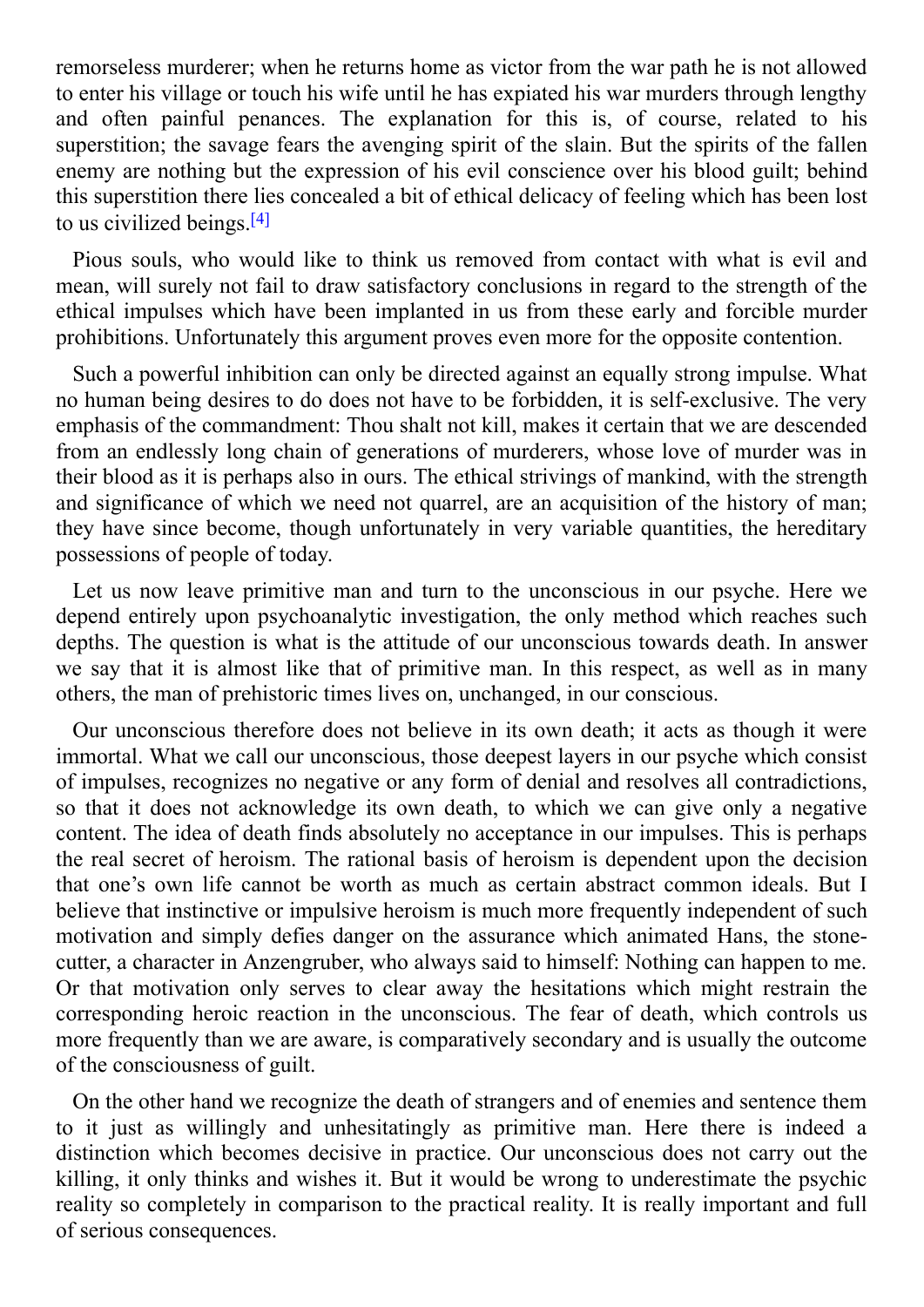remorseless murderer; when he returns home as victor from the war path he is not allowed to enter his village or touch his wife until he has expiated his war murders through lengthy and often painful penances. The explanation for this is, of course, related to his superstition; the savage fears the avenging spirit of the slain. But the spirits of the fallen enemy are nothing but the expression of his evil conscience over his blood guilt; behind this superstition there lies concealed a bit of ethical delicacy of feeling which has been lost to us civilized beings.[4]

Pious souls, who would like to think us removed from contact with what is evil and mean, will surely not fail to draw satisfactory conclusions in regard to the strength of the ethical impulses which have been implanted in us from these early and forcible murder prohibitions. Unfortunately this argument proves even more for the opposite contention.

Such a powerful inhibition can only be directed against an equally strong impulse. What no human being desires to do does not have to be forbidden, it is self-exclusive. The very emphasis of the commandment: Thou shalt not kill, makes it certain that we are descended from an endlessly long chain of generations of murderers, whose love of murder was in their blood as it is perhaps also in ours. The ethical strivings of mankind, with the strength and significance of which we need not quarrel, are an acquisition of the history of man; they have since become, though unfortunately in very variable quantities, the hereditary possessions of people of today.

Let us now leave primitive man and turn to the unconscious in our psyche. Here we depend entirely upon psychoanalytic investigation, the only method which reaches such depths. The question is what is the attitude of our unconscious towards death. In answer we say that it is almost like that of primitive man. In this respect, as well as in many others, the man of prehistoric times lives on, unchanged, in our conscious.

Our unconscious therefore does not believe in its own death; it acts as though it were immortal. What we call our unconscious, those deepest layers in our psyche which consist of impulses, recognizes no negative or any form of denial and resolves all contradictions, so that it does not acknowledge its own death, to which we can give only a negative content. The idea of death finds absolutely no acceptance in our impulses. This is perhaps the real secret of heroism. The rational basis of heroism is dependent upon the decision that one's own life cannot be worth as much as certain abstract common ideals. But I believe that instinctive or impulsive heroism is much more frequently independent of such motivation and simply defies danger on the assurance which animated Hans, the stone-cutter, a character in Anzengruber, who always said to himself: Nothing can happen to me. Or that motivation only serves to clear away the hesitations which might restrain the corresponding heroic reaction in the unconscious. The fear of death, which controls us more frequently than we are aware, is comparatively secondary and is usually the outcome of the consciousness of guilt.

On the other hand we recognize the death of strangers and of enemies and sentence them to it just as willingly and unhesitatingly as primitive man. Here there is indeed a distinction which becomes decisive in practice. Our unconscious does not carry out the killing, it only thinks and wishes it. But it would be wrong to underestimate the psychic reality so completely in comparison to the practical reality. It is really important and full of serious consequences.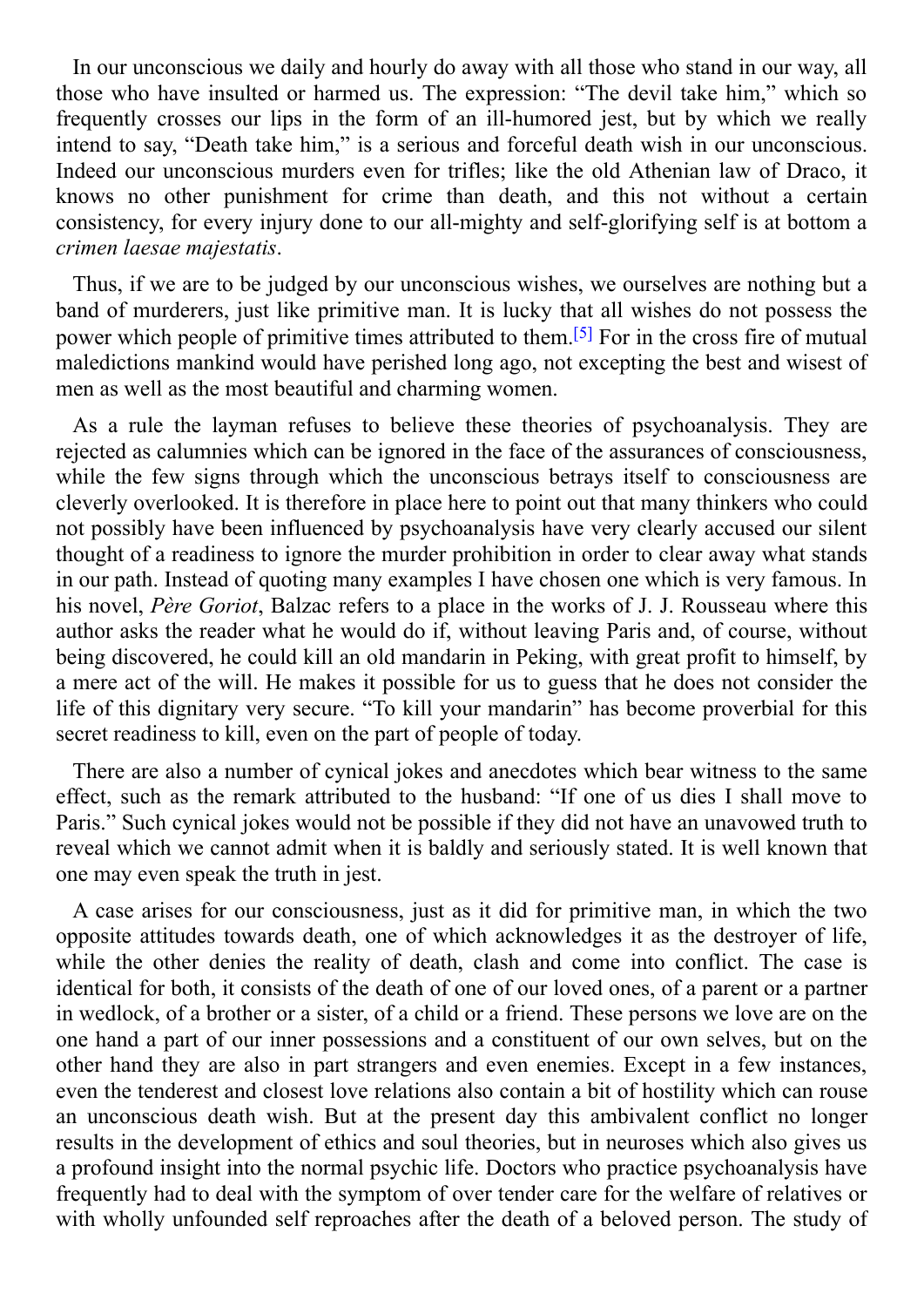In our unconscious we daily and hourly do away with all those who stand in our way, all those who have insulted or harmed us. The expression: "The devil take him," which so frequently crosses our lips in the form of an ill-humored jest, but by which we really intend to say, "Death take him," is a serious and forceful death wish in our unconscious. Indeed our unconscious murders even for trifles; like the old Athenian law of Draco, it knows no other punishment for crime than death, and this not without a certain consistency, for every injury done to our all-mighty and self-glorifying self is at bottom a *crimen laesae majestatis*.

Thus, if we are to be judged by our unconscious wishes, we ourselves are nothing but a band of murderers, just like primitive man. It is lucky that all wishes do not possess the power which people of primitive times attributed to them.[5] For in the cross fire of mutual maledictions mankind would have perished long ago, not excepting the best and wisest of men as well as the most beautiful and charming women.

As a rule the layman refuses to believe these theories of psychoanalysis. They are rejected as calumnies which can be ignored in the face of the assurances of consciousness, while the few signs through which the unconscious betrays itself to consciousness are cleverly overlooked. It is therefore in place here to point out that many thinkers who could not possibly have been influenced by psychoanalysis have very clearly accused our silent thought of a readiness to ignore the murder prohibition in order to clear away what stands in our path. Instead of quoting many examples I have chosen one which is very famous. In his novel, *Père Goriot*, Balzac refers to a place in the works of J. J. Rousseau where this author asks the reader what he would do if, without leaving Paris and, of course, without being discovered, he could kill an old mandarin in Peking, with great profit to himself, by a mere act of the will. He makes it possible for us to guess that he does not consider the life of this dignitary very secure. "To kill your mandarin" has become proverbial for this secret readiness to kill, even on the part of people of today.

There are also a number of cynical jokes and anecdotes which bear witness to the same effect, such as the remark attributed to the husband: "If one of us dies I shall move to Paris." Such cynical jokes would not be possible if they did not have an unavowed truth to reveal which we cannot admit when it is baldly and seriously stated. It is well known that one may even speak the truth in jest.

A case arises for our consciousness, just as it did for primitive man, in which the two opposite attitudes towards death, one of which acknowledges it as the destroyer of life, while the other denies the reality of death, clash and come into conflict. The case is identical for both, it consists of the death of one of our loved ones, of a parent or a partner in wedlock, of a brother or a sister, of a child or a friend. These persons we love are on the one hand a part of our inner possessions and a constituent of our own selves, but on the other hand they are also in part strangers and even enemies. Except in a few instances, even the tenderest and closest love relations also contain a bit of hostility which can rouse an unconscious death wish. But at the present day this ambivalent conflict no longer results in the development of ethics and soul theories, but in neuroses which also gives us a profound insight into the normal psychic life. Doctors who practice psychoanalysis have frequently had to deal with the symptom of over tender care for the welfare of relatives or with wholly unfounded self reproaches after the death of a beloved person. The study of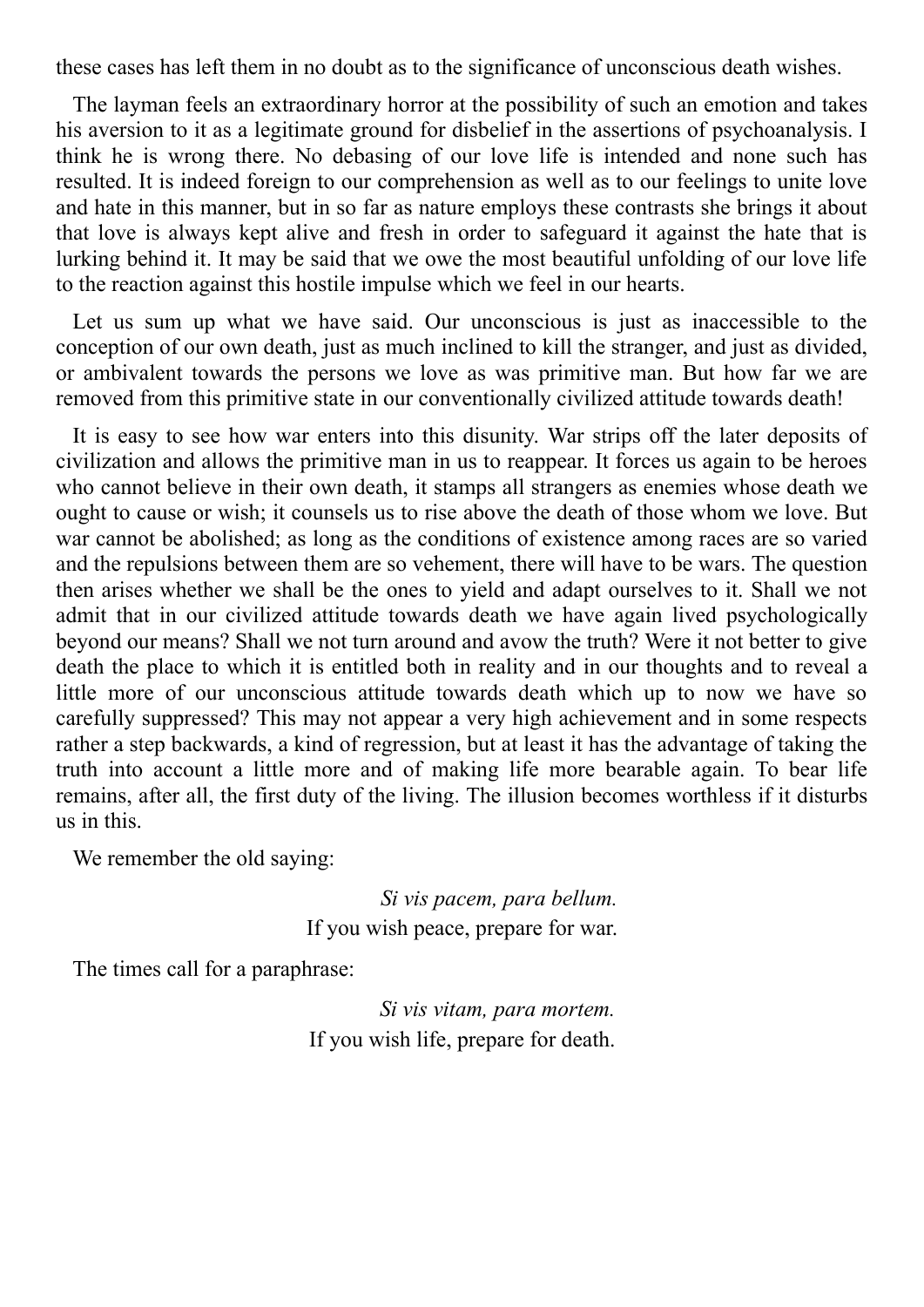these cases has left them in no doubt as to the significance of unconscious death wishes.

The layman feels an extraordinary horror at the possibility of such an emotion and takes his aversion to it as a legitimate ground for disbelief in the assertions of psychoanalysis. I think he is wrong there. No debasing of our love life is intended and none such has resulted. It is indeed foreign to our comprehension as well as to our feelings to unite love and hate in this manner, but in so far as nature employs these contrasts she brings it about that love is always kept alive and fresh in order to safeguard it against the hate that is lurking behind it. It may be said that we owe the most beautiful unfolding of our love life to the reaction against this hostile impulse which we feel in our hearts.

Let us sum up what we have said. Our unconscious is just as inaccessible to the conception of our own death, just as much inclined to kill the stranger, and just as divided, or ambivalent towards the persons we love as was primitive man. But how far we are removed from this primitive state in our conventionally civilized attitude towards death!

It is easy to see how war enters into this disunity. War strips off the later deposits of civilization and allows the primitive man in us to reappear. It forces us again to be heroes who cannot believe in their own death, it stamps all strangers as enemies whose death we ought to cause or wish; it counsels us to rise above the death of those whom we love. But war cannot be abolished; as long as the conditions of existence among races are so varied and the repulsions between them are so vehement, there will have to be wars. The question then arises whether we shall be the ones to yield and adapt ourselves to it. Shall we not admit that in our civilized attitude towards death we have again lived psychologically beyond our means? Shall we not turn around and avow the truth? Were it not better to give death the place to which it is entitled both in reality and in our thoughts and to reveal a little more of our unconscious attitude towards death which up to now we have so carefully suppressed? This may not appear a very high achievement and in some respects rather a step backwards, a kind of regression, but at least it has the advantage of taking the truth into account a little more and of making life more bearable again. To bear life remains, after all, the first duty of the living. The illusion becomes worthless if it disturbs us in this.

We remember the old saying:

*Si vis pacem, para bellum.*
If you wish peace, prepare for war.

The times call for a paraphrase:

*Si vis vitam, para mortem.*
If you wish life, prepare for death.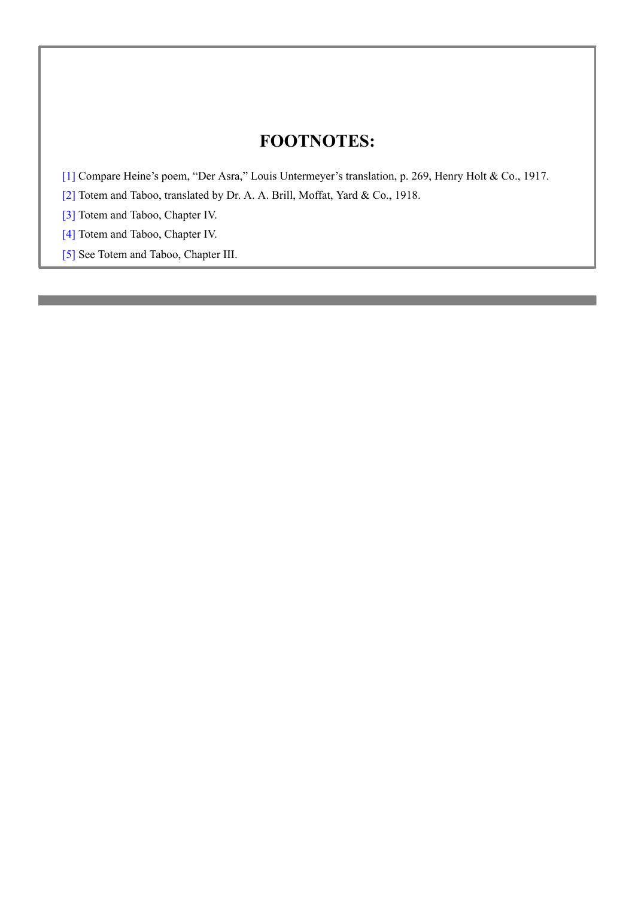## FOOTNOTES:

[1] Compare Heine's poem, "Der Asra," Louis Untermeyer's translation, p. 269, Henry Holt & Co., 1917.

[2] Totem and Taboo, translated by Dr. A. A. Brill, Moffat, Yard & Co., 1918.

[3] Totem and Taboo, Chapter IV.

[4] Totem and Taboo, Chapter IV.

[5] See Totem and Taboo, Chapter III.